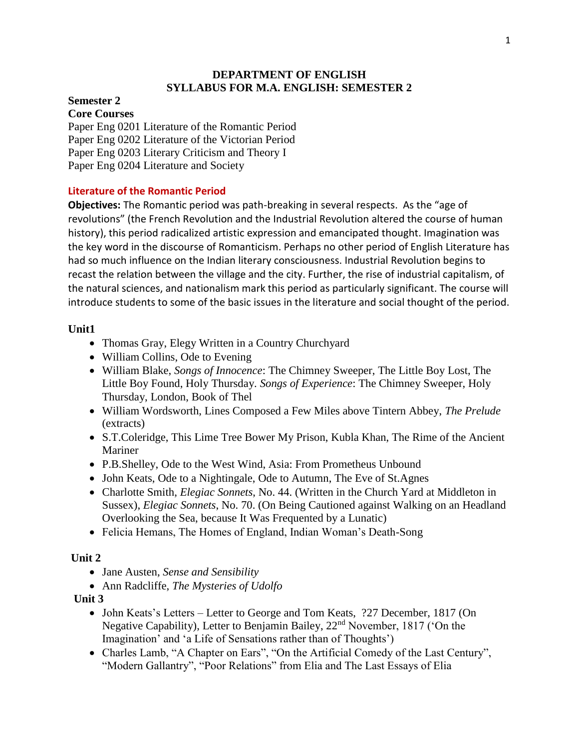# DEPARTMENT OF ENGLISH
# SYLLABUS FOR M.A. ENGLISH: SEMESTER 2

**Semester 2**

**Core Courses**

Paper Eng 0201 Literature of the Romantic Period
Paper Eng 0202 Literature of the Victorian Period
Paper Eng 0203 Literary Criticism and Theory I
Paper Eng 0204 Literature and Society

## Literature of the Romantic Period

**Objectives:** The Romantic period was path-breaking in several respects. As the "age of revolutions" (the French Revolution and the Industrial Revolution altered the course of human history), this period radicalized artistic expression and emancipated thought. Imagination was the key word in the discourse of Romanticism. Perhaps no other period of English Literature has had so much influence on the Indian literary consciousness. Industrial Revolution begins to recast the relation between the village and the city. Further, the rise of industrial capitalism, of the natural sciences, and nationalism mark this period as particularly significant. The course will introduce students to some of the basic issues in the literature and social thought of the period.

**Unit1**

- Thomas Gray, Elegy Written in a Country Churchyard
- William Collins, Ode to Evening
- William Blake, *Songs of Innocence*: The Chimney Sweeper, The Little Boy Lost, The Little Boy Found, Holy Thursday. *Songs of Experience*: The Chimney Sweeper, Holy Thursday, London, Book of Thel
- William Wordsworth, Lines Composed a Few Miles above Tintern Abbey, *The Prelude* (extracts)
- S.T.Coleridge, This Lime Tree Bower My Prison, Kubla Khan, The Rime of the Ancient Mariner
- P.B.Shelley, Ode to the West Wind, Asia: From Prometheus Unbound
- John Keats, Ode to a Nightingale, Ode to Autumn, The Eve of St.Agnes
- Charlotte Smith, *Elegiac Sonnets*, No. 44. (Written in the Church Yard at Middleton in Sussex), *Elegiac Sonnets*, No. 70. (On Being Cautioned against Walking on an Headland Overlooking the Sea, because It Was Frequented by a Lunatic)
- Felicia Hemans, The Homes of England, Indian Woman's Death-Song

**Unit 2**

- Jane Austen, *Sense and Sensibility*
- Ann Radcliffe, *The Mysteries of Udolfo*

**Unit 3**

- John Keats's Letters – Letter to George and Tom Keats, ?27 December, 1817 (On Negative Capability), Letter to Benjamin Bailey, 22nd November, 1817 ('On the Imagination' and 'a Life of Sensations rather than of Thoughts')
- Charles Lamb, "A Chapter on Ears", "On the Artificial Comedy of the Last Century", "Modern Gallantry", "Poor Relations" from Elia and The Last Essays of Elia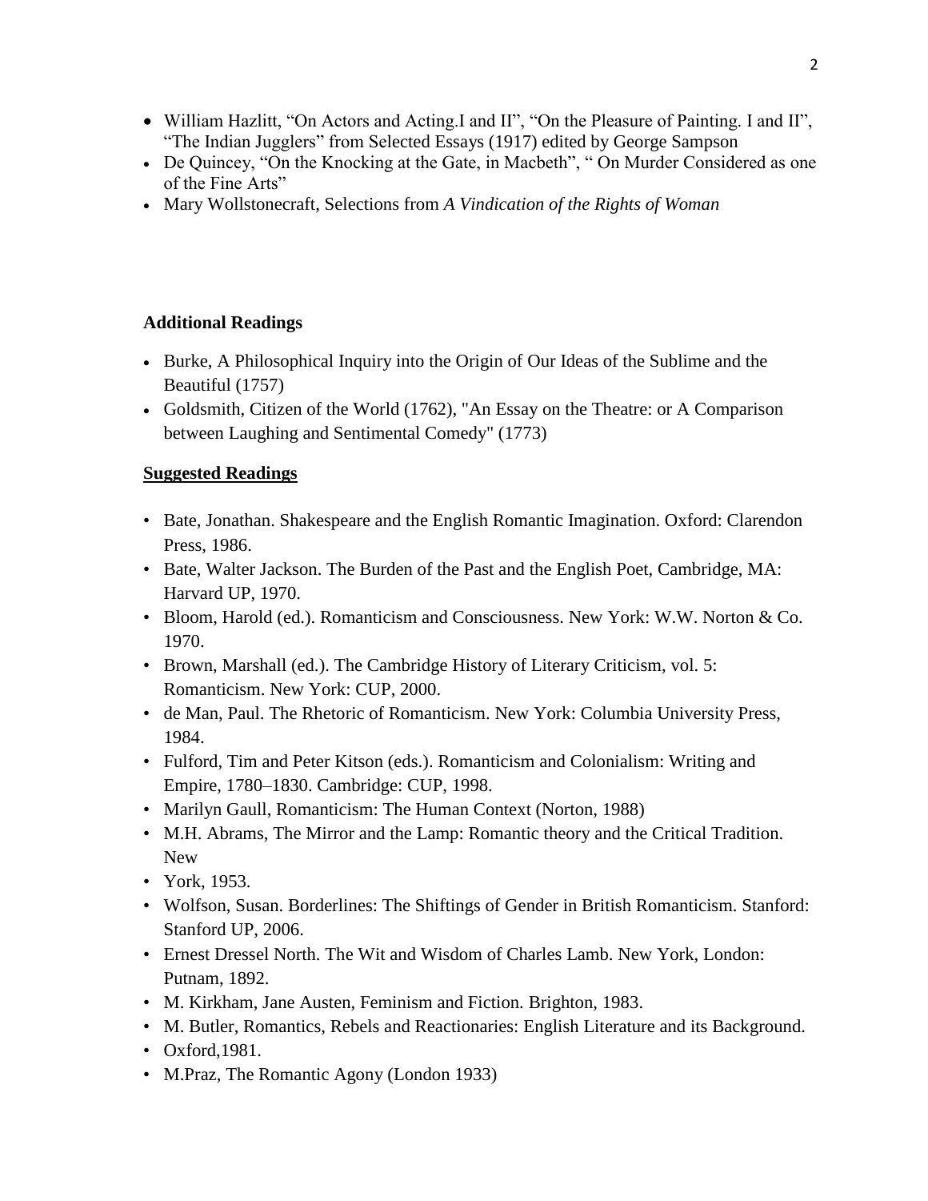- William Hazlitt, "On Actors and Acting.I and II", "On the Pleasure of Painting. I and II", "The Indian Jugglers" from Selected Essays (1917) edited by George Sampson
- De Quincey, "On the Knocking at the Gate, in Macbeth", " On Murder Considered as one of the Fine Arts"
- Mary Wollstonecraft, Selections from *A Vindication of the Rights of Woman*

**Additional Readings**

- Burke, A Philosophical Inquiry into the Origin of Our Ideas of the Sublime and the Beautiful (1757)
- Goldsmith, Citizen of the World (1762), "An Essay on the Theatre: or A Comparison between Laughing and Sentimental Comedy" (1773)

**Suggested Readings**

- Bate, Jonathan. Shakespeare and the English Romantic Imagination. Oxford: Clarendon Press, 1986.
- Bate, Walter Jackson. The Burden of the Past and the English Poet, Cambridge, MA: Harvard UP, 1970.
- Bloom, Harold (ed.). Romanticism and Consciousness. New York: W.W. Norton & Co. 1970.
- Brown, Marshall (ed.). The Cambridge History of Literary Criticism, vol. 5: Romanticism. New York: CUP, 2000.
- de Man, Paul. The Rhetoric of Romanticism. New York: Columbia University Press, 1984.
- Fulford, Tim and Peter Kitson (eds.). Romanticism and Colonialism: Writing and Empire, 1780–1830. Cambridge: CUP, 1998.
- Marilyn Gaull, Romanticism: The Human Context (Norton, 1988)
- M.H. Abrams, The Mirror and the Lamp: Romantic theory and the Critical Tradition. New
- York, 1953.
- Wolfson, Susan. Borderlines: The Shiftings of Gender in British Romanticism. Stanford: Stanford UP, 2006.
- Ernest Dressel North. The Wit and Wisdom of Charles Lamb. New York, London: Putnam, 1892.
- M. Kirkham, Jane Austen, Feminism and Fiction. Brighton, 1983.
- M. Butler, Romantics, Rebels and Reactionaries: English Literature and its Background.
- Oxford,1981.
- M.Praz, The Romantic Agony (London 1933)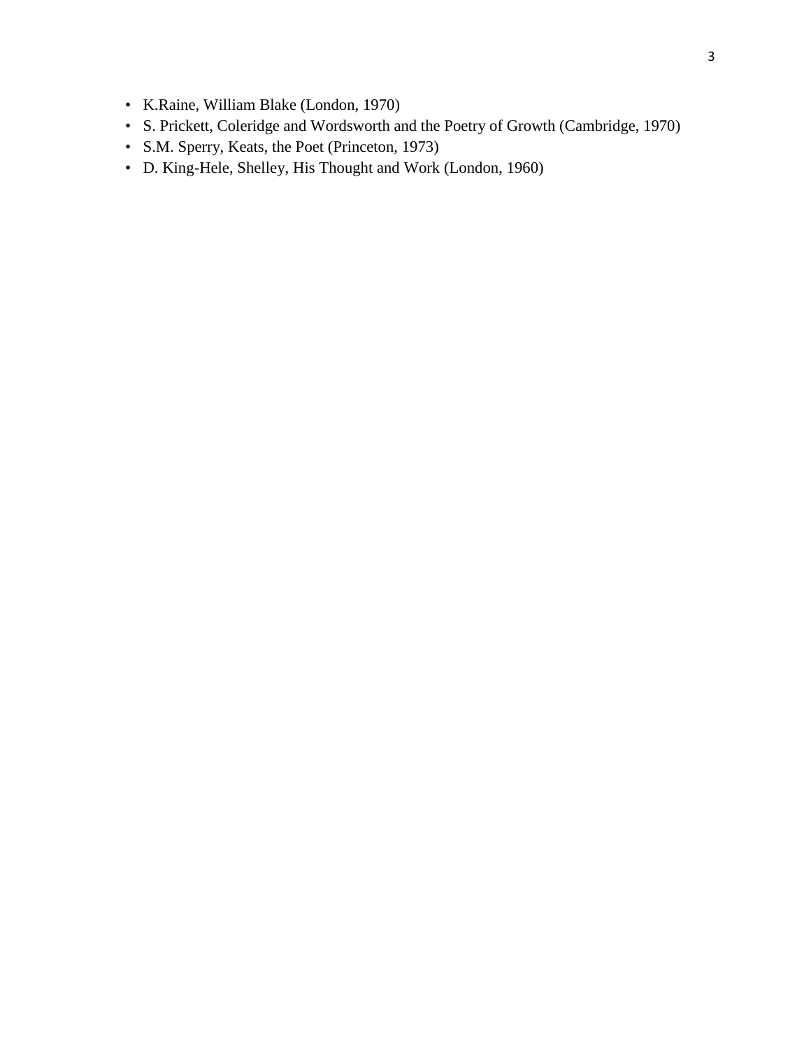- K.Raine, William Blake (London, 1970)
- S. Prickett, Coleridge and Wordsworth and the Poetry of Growth (Cambridge, 1970)
- S.M. Sperry, Keats, the Poet (Princeton, 1973)
- D. King-Hele, Shelley, His Thought and Work (London, 1960)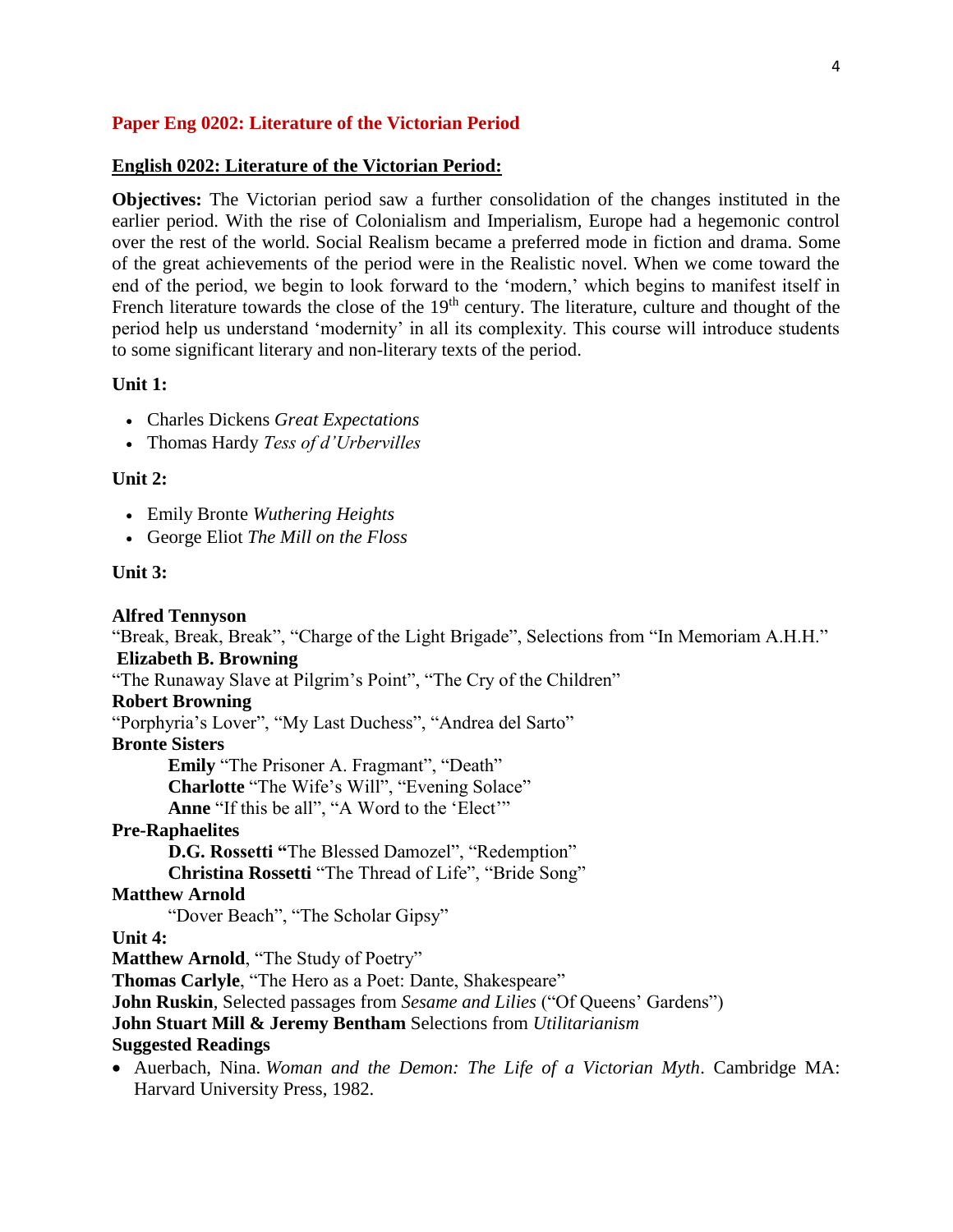## Paper Eng 0202: Literature of the Victorian Period

### English 0202: Literature of the Victorian Period:

**Objectives:** The Victorian period saw a further consolidation of the changes instituted in the earlier period. With the rise of Colonialism and Imperialism, Europe had a hegemonic control over the rest of the world. Social Realism became a preferred mode in fiction and drama. Some of the great achievements of the period were in the Realistic novel. When we come toward the end of the period, we begin to look forward to the 'modern,' which begins to manifest itself in French literature towards the close of the 19th century. The literature, culture and thought of the period help us understand 'modernity' in all its complexity. This course will introduce students to some significant literary and non-literary texts of the period.

**Unit 1:**

- Charles Dickens *Great Expectations*
- Thomas Hardy *Tess of d'Urbervilles*

**Unit 2:**

- Emily Bronte *Wuthering Heights*
- George Eliot *The Mill on the Floss*

**Unit 3:**

**Alfred Tennyson**
"Break, Break, Break", "Charge of the Light Brigade", Selections from "In Memoriam A.H.H."
**Elizabeth B. Browning**
"The Runaway Slave at Pilgrim's Point", "The Cry of the Children"
**Robert Browning**
"Porphyria's Lover", "My Last Duchess", "Andrea del Sarto"
**Bronte Sisters**
**Emily** "The Prisoner A. Fragmant", "Death"
**Charlotte** "The Wife's Will", "Evening Solace"
**Anne** "If this be all", "A Word to the 'Elect'"
**Pre-Raphaelites**
**D.G. Rossetti** "The Blessed Damozel", "Redemption"
**Christina Rossetti** "The Thread of Life", "Bride Song"
**Matthew Arnold**
"Dover Beach", "The Scholar Gipsy"

**Unit 4:**

**Matthew Arnold**, "The Study of Poetry"
**Thomas Carlyle**, "The Hero as a Poet: Dante, Shakespeare"
**John Ruskin**, Selected passages from *Sesame and Lilies* ("Of Queens' Gardens")
**John Stuart Mill & Jeremy Bentham** Selections from *Utilitarianism*

**Suggested Readings**

- Auerbach, Nina. *Woman and the Demon: The Life of a Victorian Myth*. Cambridge MA: Harvard University Press, 1982.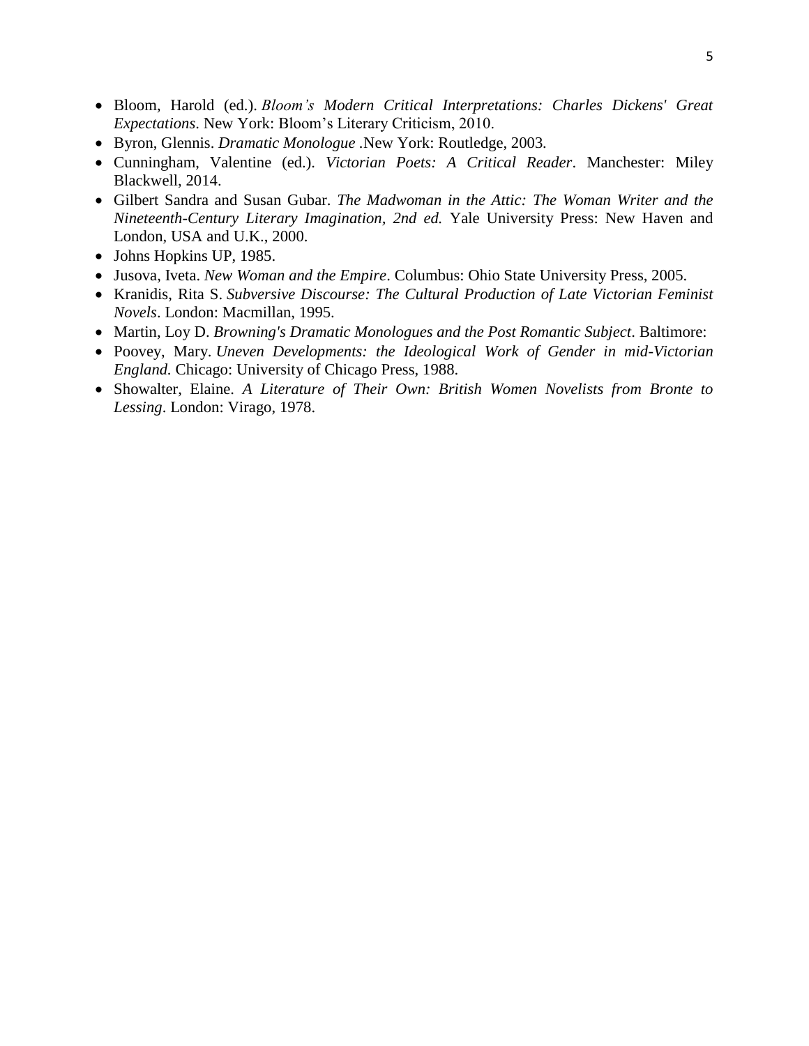- Bloom, Harold (ed.). *Bloom's Modern Critical Interpretations: Charles Dickens' Great Expectations*. New York: Bloom's Literary Criticism, 2010.
- Byron, Glennis. *Dramatic Monologue* .New York: Routledge, 2003.
- Cunningham, Valentine (ed.). *Victorian Poets: A Critical Reader*. Manchester: Miley Blackwell, 2014.
- Gilbert Sandra and Susan Gubar. *The Madwoman in the Attic: The Woman Writer and the Nineteenth-Century Literary Imagination, 2nd ed.* Yale University Press: New Haven and London, USA and U.K., 2000.
- Johns Hopkins UP, 1985.
- Jusova, Iveta. *New Woman and the Empire*. Columbus: Ohio State University Press, 2005.
- Kranidis, Rita S. *Subversive Discourse: The Cultural Production of Late Victorian Feminist Novels*. London: Macmillan, 1995.
- Martin, Loy D. *Browning's Dramatic Monologues and the Post Romantic Subject*. Baltimore:
- Poovey, Mary. *Uneven Developments: the Ideological Work of Gender in mid-Victorian England.* Chicago: University of Chicago Press, 1988.
- Showalter, Elaine. *A Literature of Their Own: British Women Novelists from Bronte to Lessing*. London: Virago, 1978.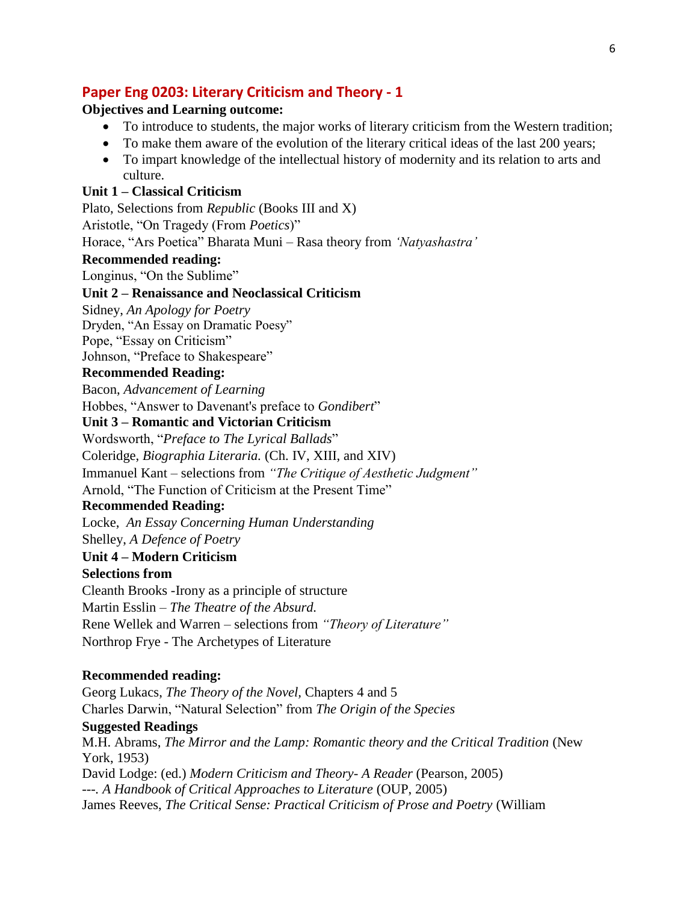## Paper Eng 0203: Literary Criticism and Theory - 1

**Objectives and Learning outcome:**

- To introduce to students, the major works of literary criticism from the Western tradition;
- To make them aware of the evolution of the literary critical ideas of the last 200 years;
- To impart knowledge of the intellectual history of modernity and its relation to arts and culture.

**Unit 1 – Classical Criticism**

Plato, Selections from *Republic* (Books III and X)

Aristotle, "On Tragedy (From *Poetics*)"

Horace, "Ars Poetica" Bharata Muni – Rasa theory from *'Natyashastra'*

**Recommended reading:**

Longinus, "On the Sublime"

**Unit 2 – Renaissance and Neoclassical Criticism**

Sidney, *An Apology for Poetry*

Dryden, "An Essay on Dramatic Poesy"

Pope, "Essay on Criticism"

Johnson, "Preface to Shakespeare"

**Recommended Reading:**

Bacon, *Advancement of Learning*

Hobbes, "Answer to Davenant's preface to *Gondibert*"

**Unit 3 – Romantic and Victorian Criticism**

Wordsworth, "*Preface to The Lyrical Ballads*"

Coleridge, *Biographia Literaria.* (Ch. IV, XIII, and XIV)

Immanuel Kant – selections from *"The Critique of Aesthetic Judgment"*

Arnold, "The Function of Criticism at the Present Time"

**Recommended Reading:**

Locke, *An Essay Concerning Human Understanding*

Shelley, *A Defence of Poetry*

**Unit 4 – Modern Criticism**

**Selections from**

Cleanth Brooks -Irony as a principle of structure

Martin Esslin – *The Theatre of the Absurd.*

Rene Wellek and Warren – selections from *"Theory of Literature"*

Northrop Frye - The Archetypes of Literature

**Recommended reading:**

Georg Lukacs, *The Theory of the Novel,* Chapters 4 and 5

Charles Darwin, "Natural Selection" from *The Origin of the Species*

**Suggested Readings**

M.H. Abrams, *The Mirror and the Lamp: Romantic theory and the Critical Tradition* (New York, 1953)

David Lodge: (ed.) *Modern Criticism and Theory- A Reader* (Pearson, 2005)

---. *A Handbook of Critical Approaches to Literature* (OUP, 2005)

James Reeves, *The Critical Sense: Practical Criticism of Prose and Poetry* (William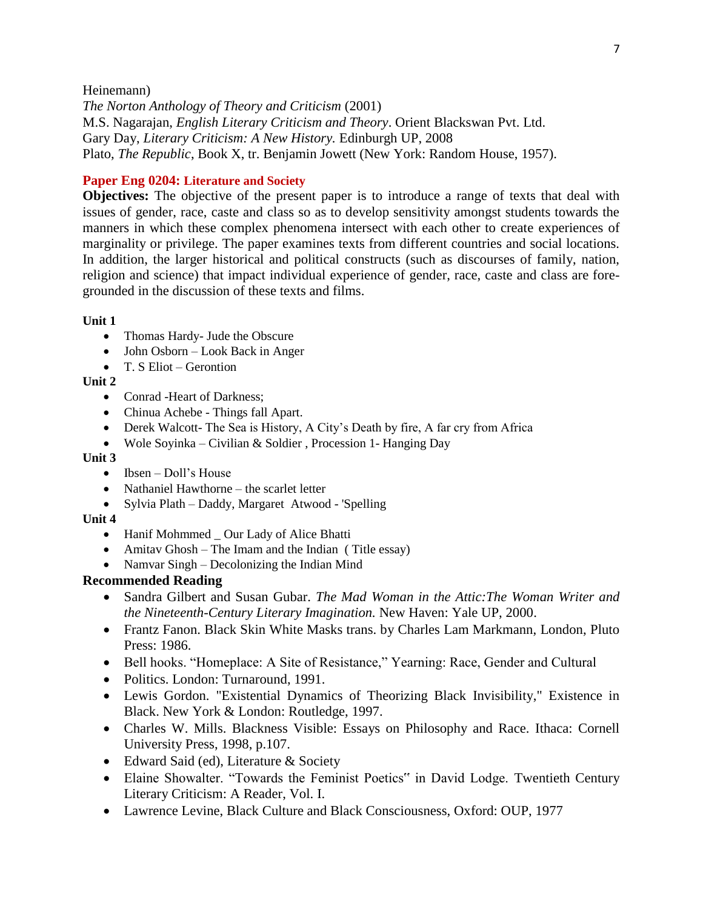Heinemann)
*The Norton Anthology of Theory and Criticism* (2001)
M.S. Nagarajan, *English Literary Criticism and Theory*. Orient Blackswan Pvt. Ltd.
Gary Day, *Literary Criticism: A New History.* Edinburgh UP, 2008
Plato, *The Republic*, Book X, tr. Benjamin Jowett (New York: Random House, 1957).

## Paper Eng 0204: Literature and Society

**Objectives:** The objective of the present paper is to introduce a range of texts that deal with issues of gender, race, caste and class so as to develop sensitivity amongst students towards the manners in which these complex phenomena intersect with each other to create experiences of marginality or privilege. The paper examines texts from different countries and social locations. In addition, the larger historical and political constructs (such as discourses of family, nation, religion and science) that impact individual experience of gender, race, caste and class are fore-grounded in the discussion of these texts and films.

**Unit 1**

- Thomas Hardy- Jude the Obscure
- John Osborn – Look Back in Anger
- T. S Eliot – Gerontion

**Unit 2**

- Conrad -Heart of Darkness;
- Chinua Achebe - Things fall Apart.
- Derek Walcott- The Sea is History, A City's Death by fire, A far cry from Africa
- Wole Soyinka – Civilian & Soldier , Procession 1- Hanging Day

**Unit 3**

- Ibsen – Doll's House
- Nathaniel Hawthorne – the scarlet letter
- Sylvia Plath – Daddy, Margaret Atwood - 'Spelling

**Unit 4**

- Hanif Mohmmed _ Our Lady of Alice Bhatti
- Amitav Ghosh – The Imam and the Indian ( Title essay)
- Namvar Singh – Decolonizing the Indian Mind

**Recommended Reading**

- Sandra Gilbert and Susan Gubar. *The Mad Woman in the Attic:The Woman Writer and the Nineteenth-Century Literary Imagination.* New Haven: Yale UP, 2000.
- Frantz Fanon. Black Skin White Masks trans. by Charles Lam Markmann, London, Pluto Press: 1986.
- Bell hooks. "Homeplace: A Site of Resistance," Yearning: Race, Gender and Cultural
- Politics. London: Turnaround, 1991.
- Lewis Gordon. "Existential Dynamics of Theorizing Black Invisibility," Existence in Black. New York & London: Routledge, 1997.
- Charles W. Mills. Blackness Visible: Essays on Philosophy and Race. Ithaca: Cornell University Press, 1998, p.107.
- Edward Said (ed), Literature & Society
- Elaine Showalter. "Towards the Feminist Poetics" in David Lodge. Twentieth Century Literary Criticism: A Reader, Vol. I.
- Lawrence Levine, Black Culture and Black Consciousness, Oxford: OUP, 1977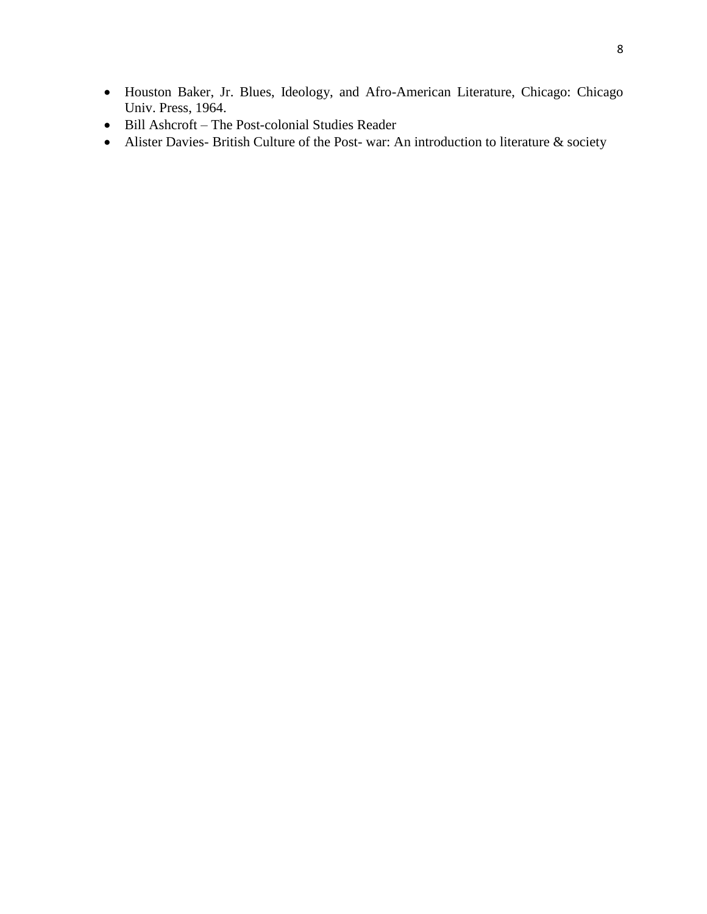- Houston Baker, Jr. Blues, Ideology, and Afro-American Literature, Chicago: Chicago Univ. Press, 1964.
- Bill Ashcroft – The Post-colonial Studies Reader
- Alister Davies- British Culture of the Post- war: An introduction to literature & society